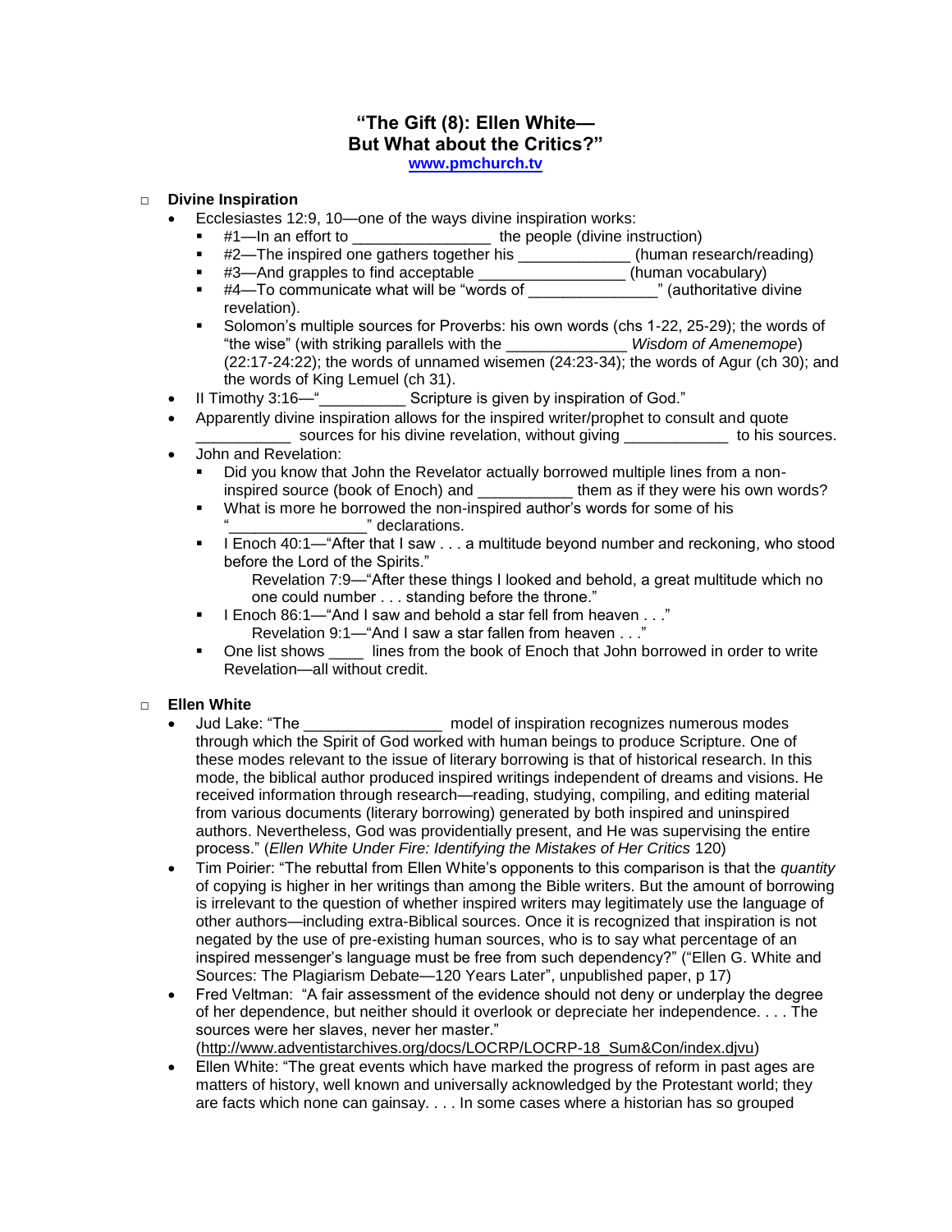# "The Gift (8): Ellen White— But What about the Critics?"

www.pmchurch.tv

- **Divine Inspiration**
  - Ecclesiastes 12:9, 10—one of the ways divine inspiration works:
    - #1—In an effort to ________________ the people (divine instruction)
    - #2—The inspired one gathers together his _____________ (human research/reading)
    - #3—And grapples to find acceptable _________________ (human vocabulary)
    - #4—To communicate what will be "words of _______________" (authoritative divine revelation).
    - Solomon's multiple sources for Proverbs: his own words (chs 1-22, 25-29); the words of "the wise" (with striking parallels with the ______________ *Wisdom of Amenemope*) (22:17-24:22); the words of unnamed wisemen (24:23-34); the words of Agur (ch 30); and the words of King Lemuel (ch 31).
  - II Timothy 3:16—"__________ Scripture is given by inspiration of God."
  - Apparently divine inspiration allows for the inspired writer/prophet to consult and quote ___________ sources for his divine revelation, without giving ____________ to his sources.
  - John and Revelation:
    - Did you know that John the Revelator actually borrowed multiple lines from a non-inspired source (book of Enoch) and ___________ them as if they were his own words?
    - What is more he borrowed the non-inspired author's words for some of his "________________" declarations.
    - I Enoch 40:1—"After that I saw . . . a multitude beyond number and reckoning, who stood before the Lord of the Spirits."
      Revelation 7:9—"After these things I looked and behold, a great multitude which no one could number . . . standing before the throne."
    - I Enoch 86:1—"And I saw and behold a star fell from heaven . . ."
      Revelation 9:1—"And I saw a star fallen from heaven . . ."
    - One list shows ____ lines from the book of Enoch that John borrowed in order to write Revelation—all without credit.

- **Ellen White**
  - Jud Lake: "The ________________ model of inspiration recognizes numerous modes through which the Spirit of God worked with human beings to produce Scripture. One of these modes relevant to the issue of literary borrowing is that of historical research. In this mode, the biblical author produced inspired writings independent of dreams and visions. He received information through research—reading, studying, compiling, and editing material from various documents (literary borrowing) generated by both inspired and uninspired authors. Nevertheless, God was providentially present, and He was supervising the entire process." (*Ellen White Under Fire: Identifying the Mistakes of Her Critics* 120)
  - Tim Poirier: "The rebuttal from Ellen White's opponents to this comparison is that the *quantity* of copying is higher in her writings than among the Bible writers. But the amount of borrowing is irrelevant to the question of whether inspired writers may legitimately use the language of other authors—including extra-Biblical sources. Once it is recognized that inspiration is not negated by the use of pre-existing human sources, who is to say what percentage of an inspired messenger's language must be free from such dependency?" ("Ellen G. White and Sources: The Plagiarism Debate—120 Years Later", unpublished paper, p 17)
  - Fred Veltman: "A fair assessment of the evidence should not deny or underplay the degree of her dependence, but neither should it overlook or depreciate her independence. . . . The sources were her slaves, never her master." (http://www.adventistarchives.org/docs/LOCRP/LOCRP-18_Sum&Con/index.djvu)
  - Ellen White: "The great events which have marked the progress of reform in past ages are matters of history, well known and universally acknowledged by the Protestant world; they are facts which none can gainsay. . . . In some cases where a historian has so grouped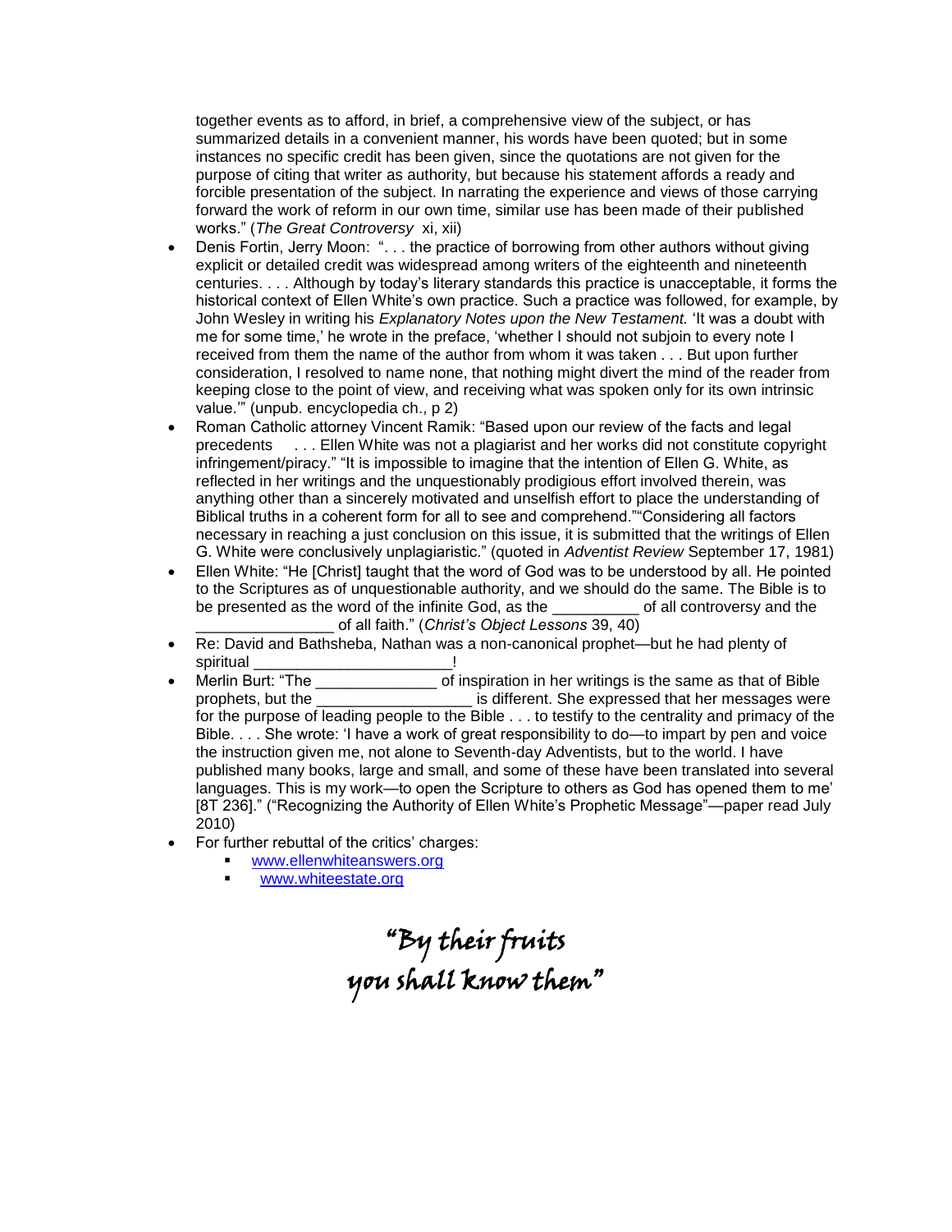together events as to afford, in brief, a comprehensive view of the subject, or has summarized details in a convenient manner, his words have been quoted; but in some instances no specific credit has been given, since the quotations are not given for the purpose of citing that writer as authority, but because his statement affords a ready and forcible presentation of the subject. In narrating the experience and views of those carrying forward the work of reform in our own time, similar use has been made of their published works." (*The Great Controversy* xi, xii)

- Denis Fortin, Jerry Moon: ". . . the practice of borrowing from other authors without giving explicit or detailed credit was widespread among writers of the eighteenth and nineteenth centuries. . . . Although by today's literary standards this practice is unacceptable, it forms the historical context of Ellen White's own practice. Such a practice was followed, for example, by John Wesley in writing his *Explanatory Notes upon the New Testament.* 'It was a doubt with me for some time,' he wrote in the preface, 'whether I should not subjoin to every note I received from them the name of the author from whom it was taken . . . But upon further consideration, I resolved to name none, that nothing might divert the mind of the reader from keeping close to the point of view, and receiving what was spoken only for its own intrinsic value.'" (unpub. encyclopedia ch., p 2)
- Roman Catholic attorney Vincent Ramik: "Based upon our review of the facts and legal precedents . . . Ellen White was not a plagiarist and her works did not constitute copyright infringement/piracy." "It is impossible to imagine that the intention of Ellen G. White, as reflected in her writings and the unquestionably prodigious effort involved therein, was anything other than a sincerely motivated and unselfish effort to place the understanding of Biblical truths in a coherent form for all to see and comprehend.""Considering all factors necessary in reaching a just conclusion on this issue, it is submitted that the writings of Ellen G. White were conclusively unplagiaristic." (quoted in *Adventist Review* September 17, 1981)
- Ellen White: "He [Christ] taught that the word of God was to be understood by all. He pointed to the Scriptures as of unquestionable authority, and we should do the same. The Bible is to be presented as the word of the infinite God, as the __________ of all controversy and the ________________ of all faith." (*Christ's Object Lessons* 39, 40)
- Re: David and Bathsheba, Nathan was a non-canonical prophet—but he had plenty of spiritual _______________________!
- Merlin Burt: "The ______________ of inspiration in her writings is the same as that of Bible prophets, but the __________________ is different. She expressed that her messages were for the purpose of leading people to the Bible . . . to testify to the centrality and primacy of the Bible. . . . She wrote: 'I have a work of great responsibility to do—to impart by pen and voice the instruction given me, not alone to Seventh-day Adventists, but to the world. I have published many books, large and small, and some of these have been translated into several languages. This is my work—to open the Scripture to others as God has opened them to me' [8T 236]." ("Recognizing the Authority of Ellen White's Prophetic Message"—paper read July 2010)
- For further rebuttal of the critics' charges:
  - www.ellenwhiteanswers.org
  - www.whiteestate.org

"By their fruits
you shall know them"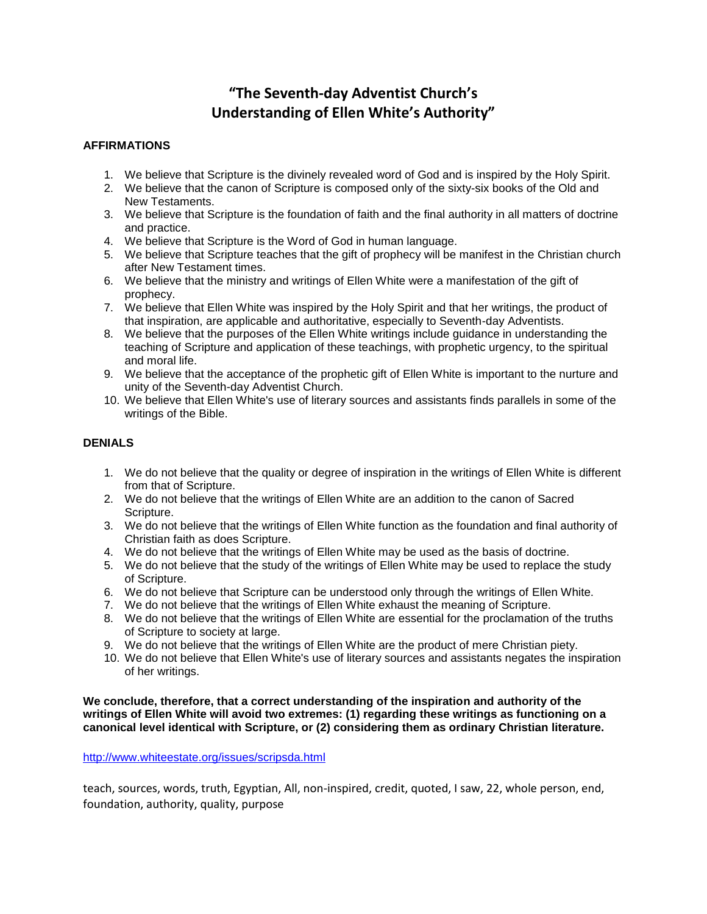# "The Seventh-day Adventist Church's Understanding of Ellen White's Authority"

**AFFIRMATIONS**

1. We believe that Scripture is the divinely revealed word of God and is inspired by the Holy Spirit.
2. We believe that the canon of Scripture is composed only of the sixty-six books of the Old and New Testaments.
3. We believe that Scripture is the foundation of faith and the final authority in all matters of doctrine and practice.
4. We believe that Scripture is the Word of God in human language.
5. We believe that Scripture teaches that the gift of prophecy will be manifest in the Christian church after New Testament times.
6. We believe that the ministry and writings of Ellen White were a manifestation of the gift of prophecy.
7. We believe that Ellen White was inspired by the Holy Spirit and that her writings, the product of that inspiration, are applicable and authoritative, especially to Seventh-day Adventists.
8. We believe that the purposes of the Ellen White writings include guidance in understanding the teaching of Scripture and application of these teachings, with prophetic urgency, to the spiritual and moral life.
9. We believe that the acceptance of the prophetic gift of Ellen White is important to the nurture and unity of the Seventh-day Adventist Church.
10. We believe that Ellen White's use of literary sources and assistants finds parallels in some of the writings of the Bible.

**DENIALS**

1. We do not believe that the quality or degree of inspiration in the writings of Ellen White is different from that of Scripture.
2. We do not believe that the writings of Ellen White are an addition to the canon of Sacred Scripture.
3. We do not believe that the writings of Ellen White function as the foundation and final authority of Christian faith as does Scripture.
4. We do not believe that the writings of Ellen White may be used as the basis of doctrine.
5. We do not believe that the study of the writings of Ellen White may be used to replace the study of Scripture.
6. We do not believe that Scripture can be understood only through the writings of Ellen White.
7. We do not believe that the writings of Ellen White exhaust the meaning of Scripture.
8. We do not believe that the writings of Ellen White are essential for the proclamation of the truths of Scripture to society at large.
9. We do not believe that the writings of Ellen White are the product of mere Christian piety.
10. We do not believe that Ellen White's use of literary sources and assistants negates the inspiration of her writings.

**We conclude, therefore, that a correct understanding of the inspiration and authority of the writings of Ellen White will avoid two extremes: (1) regarding these writings as functioning on a canonical level identical with Scripture, or (2) considering them as ordinary Christian literature.**

http://www.whiteestate.org/issues/scripsda.html

teach, sources, words, truth, Egyptian, All, non-inspired, credit, quoted, I saw, 22, whole person, end, foundation, authority, quality, purpose